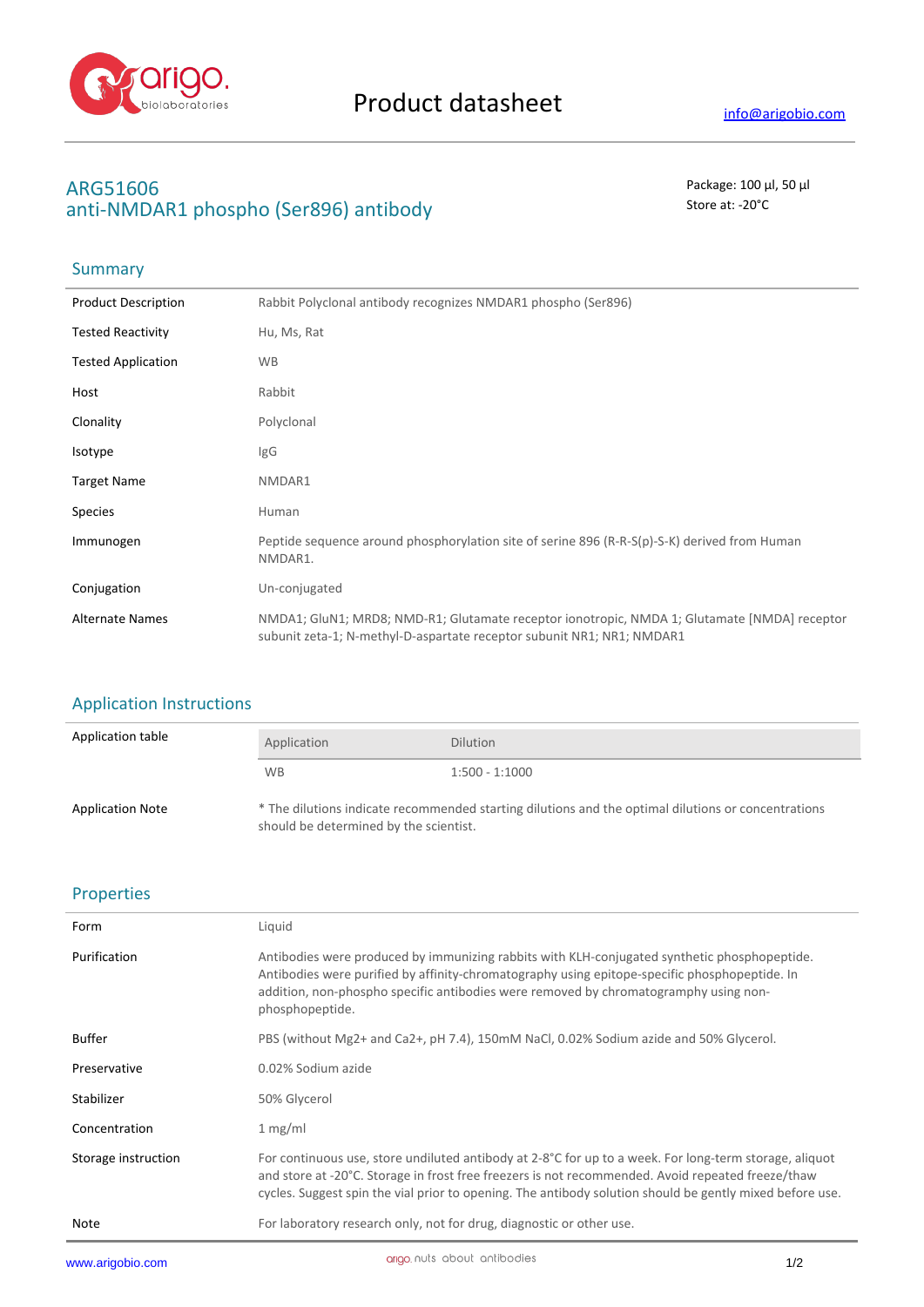# Product datasheet

info@arigobio.com

## ARG51606
## anti-NMDAR1 phospho (Ser896) antibody

Package: 100 µl, 50 µl
Store at: -20°C

### Summary

| | |
|---|---|
| Product Description | Rabbit Polyclonal antibody recognizes NMDAR1 phospho (Ser896) |
| Tested Reactivity | Hu, Ms, Rat |
| Tested Application | WB |
| Host | Rabbit |
| Clonality | Polyclonal |
| Isotype | IgG |
| Target Name | NMDAR1 |
| Species | Human |
| Immunogen | Peptide sequence around phosphorylation site of serine 896 (R-R-S(p)-S-K) derived from Human NMDAR1. |
| Conjugation | Un-conjugated |
| Alternate Names | NMDA1; GluN1; MRD8; NMD-R1; Glutamate receptor ionotropic, NMDA 1; Glutamate [NMDA] receptor subunit zeta-1; N-methyl-D-aspartate receptor subunit NR1; NR1; NMDAR1 |

### Application Instructions

Application table

| Application | Dilution |
|---|---|
| WB | 1:500 - 1:1000 |

Application Note: * The dilutions indicate recommended starting dilutions and the optimal dilutions or concentrations should be determined by the scientist.

### Properties

| | |
|---|---|
| Form | Liquid |
| Purification | Antibodies were produced by immunizing rabbits with KLH-conjugated synthetic phosphopeptide. Antibodies were purified by affinity-chromatography using epitope-specific phosphopeptide. In addition, non-phospho specific antibodies were removed by chromatogramphy using non-phosphopeptide. |
| Buffer | PBS (without Mg2+ and Ca2+, pH 7.4), 150mM NaCl, 0.02% Sodium azide and 50% Glycerol. |
| Preservative | 0.02% Sodium azide |
| Stabilizer | 50% Glycerol |
| Concentration | 1 mg/ml |
| Storage instruction | For continuous use, store undiluted antibody at 2-8°C for up to a week. For long-term storage, aliquot and store at -20°C. Storage in frost free freezers is not recommended. Avoid repeated freeze/thaw cycles. Suggest spin the vial prior to opening. The antibody solution should be gently mixed before use. |
| Note | For laboratory research only, not for drug, diagnostic or other use. |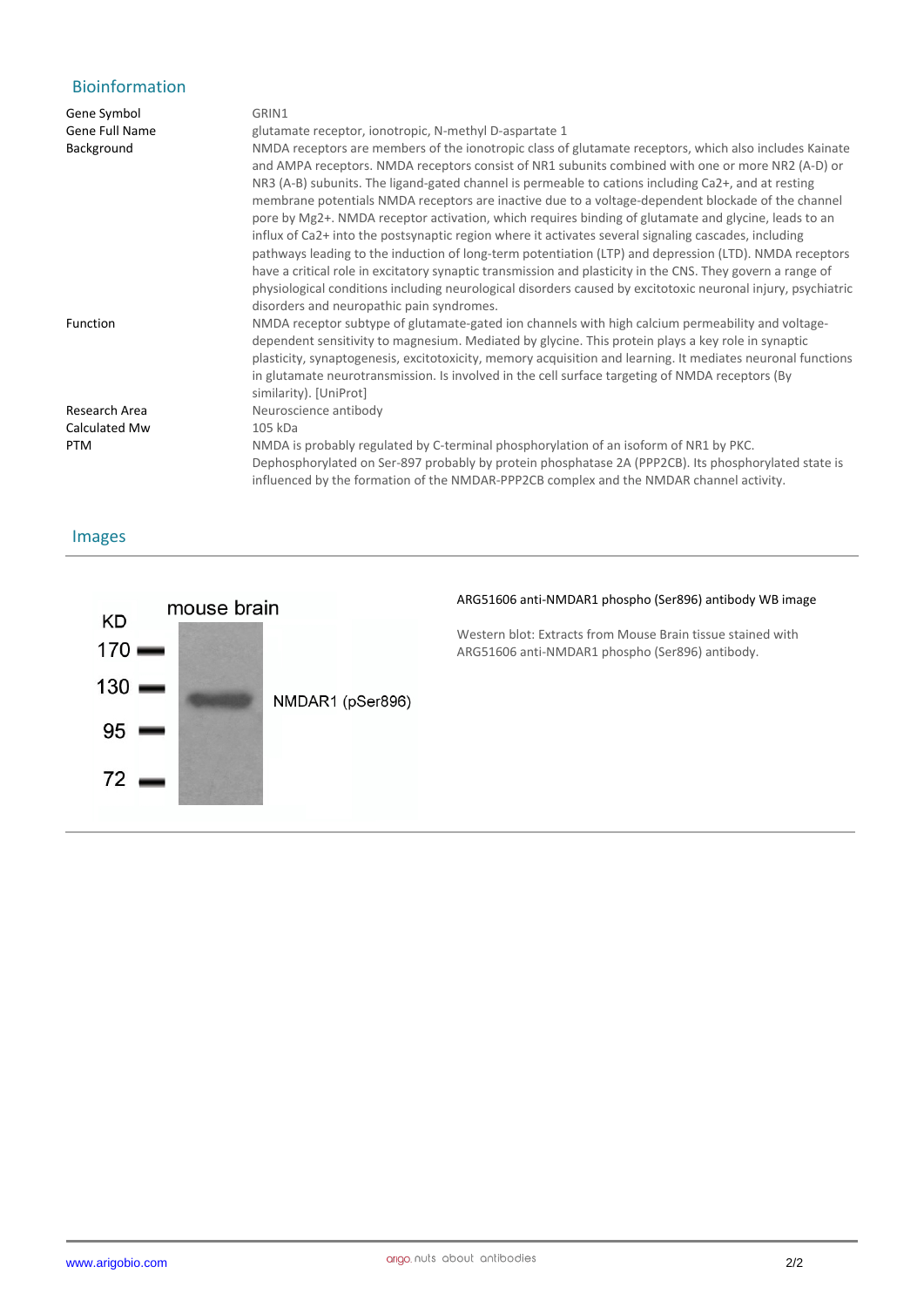## Bioinformation

| | |
|---|---|
| Gene Symbol | GRIN1 |
| Gene Full Name | glutamate receptor, ionotropic, N-methyl D-aspartate 1 |
| Background | NMDA receptors are members of the ionotropic class of glutamate receptors, which also includes Kainate and AMPA receptors. NMDA receptors consist of NR1 subunits combined with one or more NR2 (A-D) or NR3 (A-B) subunits. The ligand-gated channel is permeable to cations including Ca2+, and at resting membrane potentials NMDA receptors are inactive due to a voltage-dependent blockade of the channel pore by Mg2+. NMDA receptor activation, which requires binding of glutamate and glycine, leads to an influx of Ca2+ into the postsynaptic region where it activates several signaling cascades, including pathways leading to the induction of long-term potentiation (LTP) and depression (LTD). NMDA receptors have a critical role in excitatory synaptic transmission and plasticity in the CNS. They govern a range of physiological conditions including neurological disorders caused by excitotoxic neuronal injury, psychiatric disorders and neuropathic pain syndromes. |
| Function | NMDA receptor subtype of glutamate-gated ion channels with high calcium permeability and voltage-dependent sensitivity to magnesium. Mediated by glycine. This protein plays a key role in synaptic plasticity, synaptogenesis, excitotoxicity, memory acquisition and learning. It mediates neuronal functions in glutamate neurotransmission. Is involved in the cell surface targeting of NMDA receptors (By similarity). [UniProt] |
| Research Area | Neuroscience antibody |
| Calculated Mw | 105 kDa |
| PTM | NMDA is probably regulated by C-terminal phosphorylation of an isoform of NR1 by PKC. Dephosphorylated on Ser-897 probably by protein phosphatase 2A (PPP2CB). Its phosphorylated state is influenced by the formation of the NMDAR-PPP2CB complex and the NMDAR channel activity. |

## Images

mouse brain

KD
170
130
95
72

NMDAR1 (pSer896)

ARG51606 anti-NMDAR1 phospho (Ser896) antibody WB image

Western blot: Extracts from Mouse Brain tissue stained with ARG51606 anti-NMDAR1 phospho (Ser896) antibody.